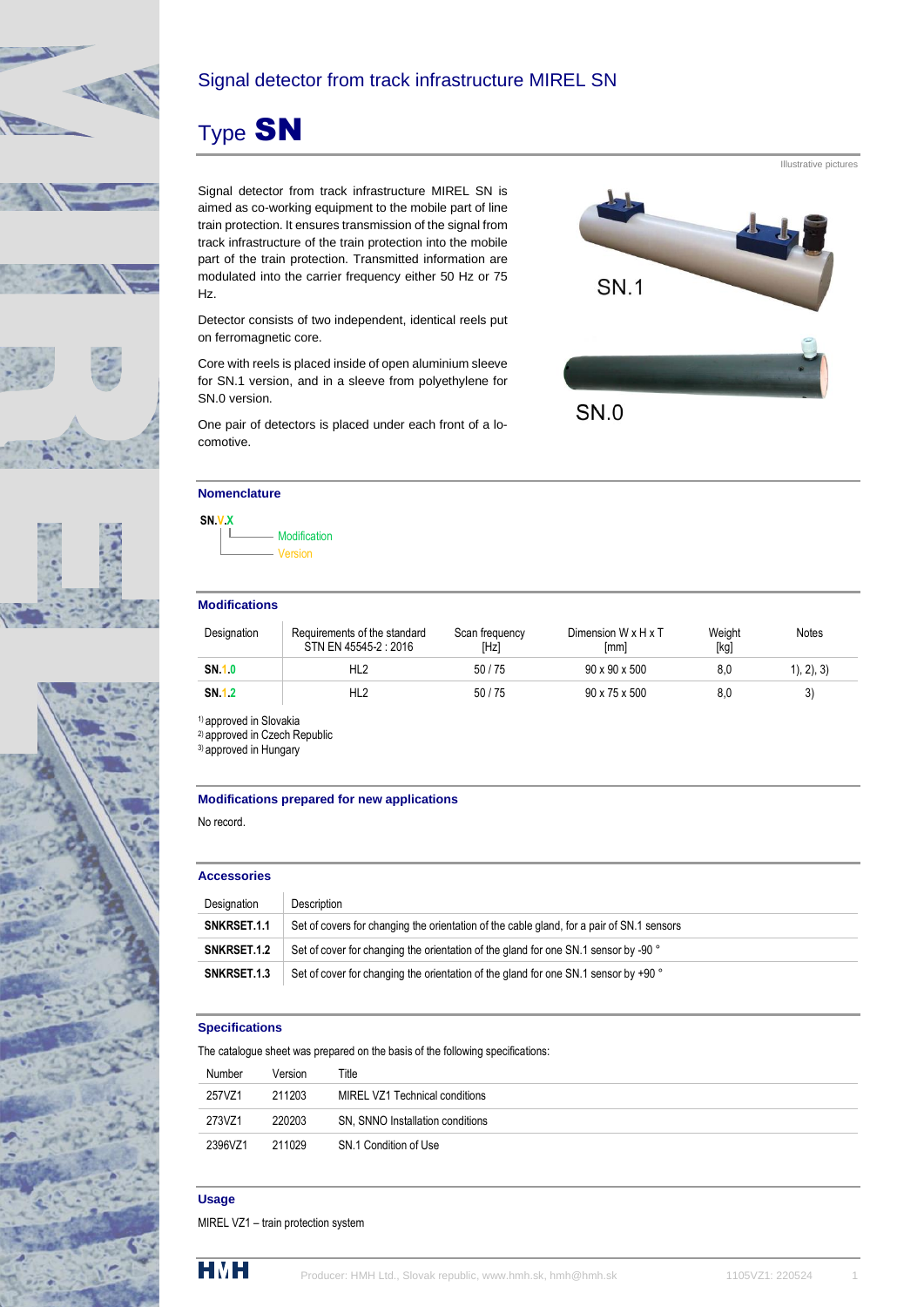# Signal detector from track infrastructure MIREL SN

# Type **SN**

Illustrative pictures

Signal detector from track infrastructure MIREL SN is aimed as co-working equipment to the mobile part of line train protection. It ensures transmission of the signal from track infrastructure of the train protection into the mobile part of the train protection. Transmitted information are modulated into the carrier frequency either 50 Hz or 75 Hz.

Detector consists of two independent, identical reels put on ferromagnetic core.

Core with reels is placed inside of open aluminium sleeve for SN.1 version, and in a sleeve from polyethylene for SN.0 version.

One pair of detectors is placed under each front of a locomotive.

SN.1

SN.0

## Nomenclature

**SN.V.X**
- X — Modification
- V — Version

## Modifications

| Designation | Requirements of the standard STN EN 45545-2 : 2016 | Scan frequency [Hz] | Dimension W x H x T [mm] | Weight [kg] | Notes |
|---|---|---|---|---|---|
| **SN.1.0** | HL2 | 50 / 75 | 90 x 90 x 500 | 8,0 | 1), 2), 3) |
| **SN.1.2** | HL2 | 50 / 75 | 90 x 75 x 500 | 8,0 | 3) |

[1] approved in Slovakia
[2] approved in Czech Republic
[3] approved in Hungary

## Modifications prepared for new applications

No record.

## Accessories

| Designation | Description |
|---|---|
| **SNKRSET.1.1** | Set of covers for changing the orientation of the cable gland, for a pair of SN.1 sensors |
| **SNKRSET.1.2** | Set of cover for changing the orientation of the gland for one SN.1 sensor by -90 ° |
| **SNKRSET.1.3** | Set of cover for changing the orientation of the gland for one SN.1 sensor by +90 ° |

## Specifications

The catalogue sheet was prepared on the basis of the following specifications:

| Number | Version | Title |
|---|---|---|
| 257VZ1 | 211203 | MIREL VZ1 Technical conditions |
| 273VZ1 | 220203 | SN, SNNO Installation conditions |
| 2396VZ1 | 211029 | SN.1 Condition of Use |

## Usage

MIREL VZ1 – train protection system

Producer: HMH Ltd., Slovak republic, www.hmh.sk, hmh@hmh.sk 1105VZ1: 220524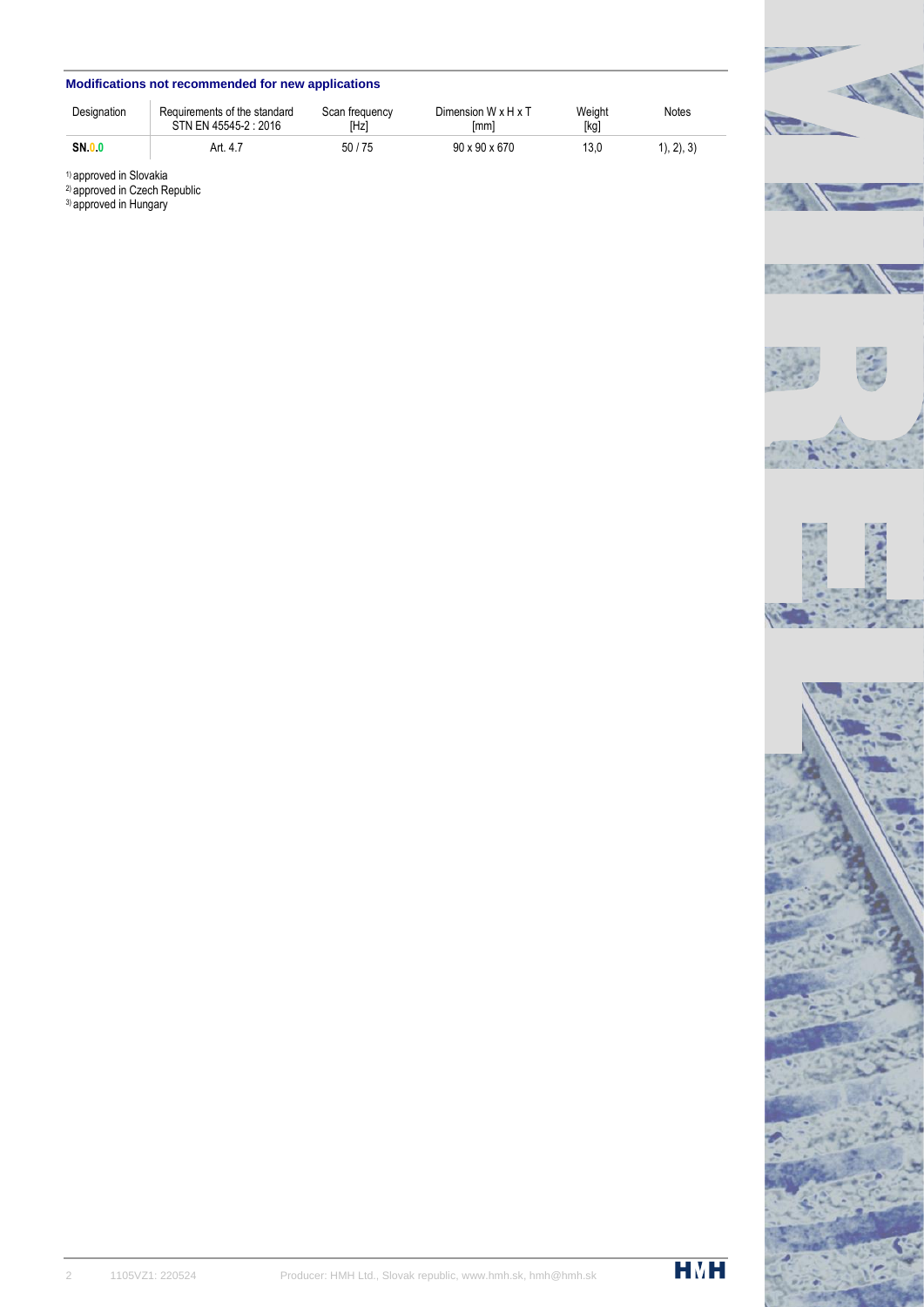### Modifications not recommended for new applications

| Designation | Requirements of the standard STN EN 45545-2 : 2016 | Scan frequency [Hz] | Dimension W x H x T [mm] | Weight [kg] | Notes |
|---|---|---|---|---|---|
| **SN.0.0** | Art. 4.7 | 50 / 75 | 90 x 90 x 670 | 13,0 | 1), 2), 3) |

[1] approved in Slovakia
[2] approved in Czech Republic
[3] approved in Hungary